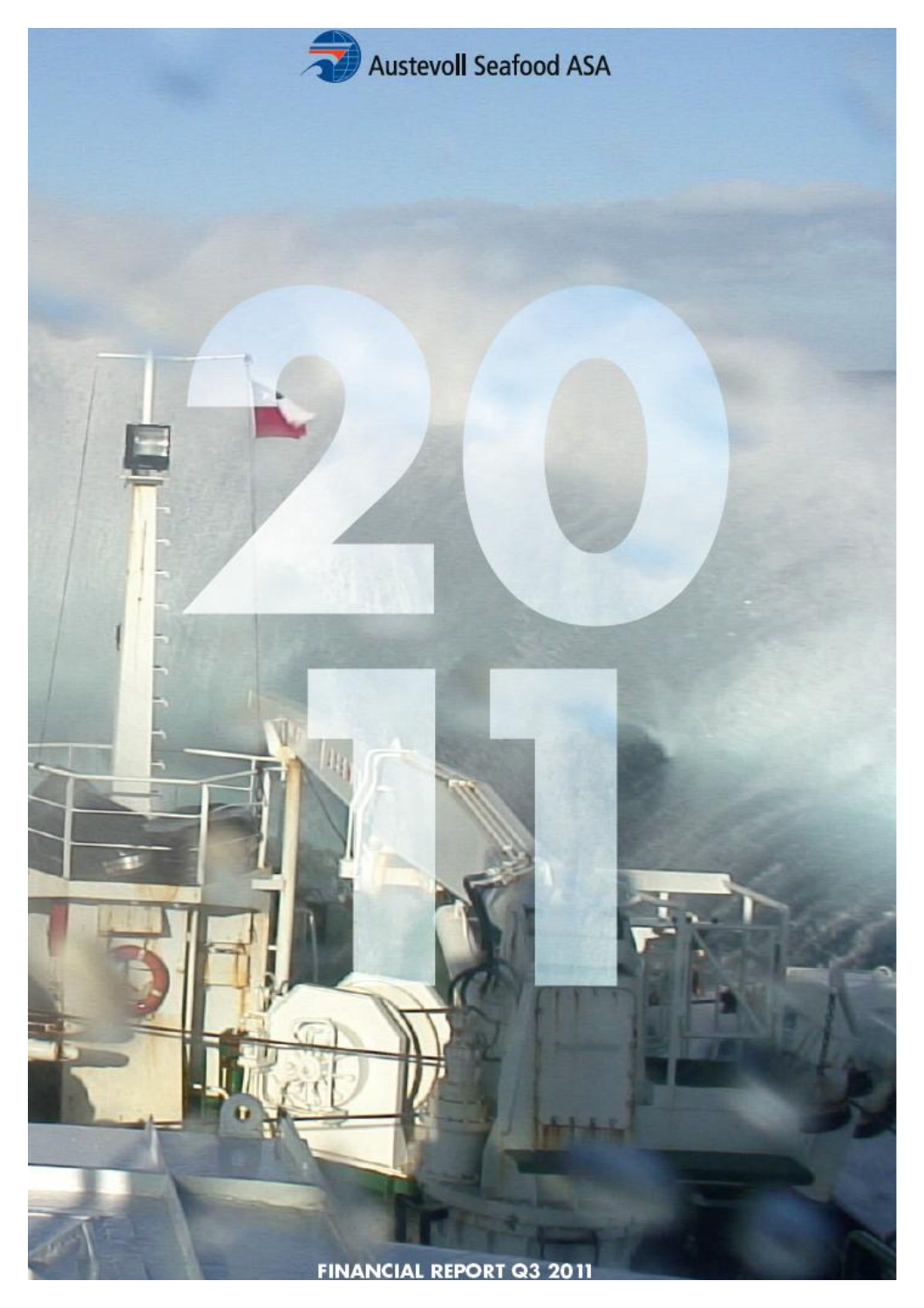Austevoll Seafood ASA

2011

FINANCIAL REPORT Q3 2011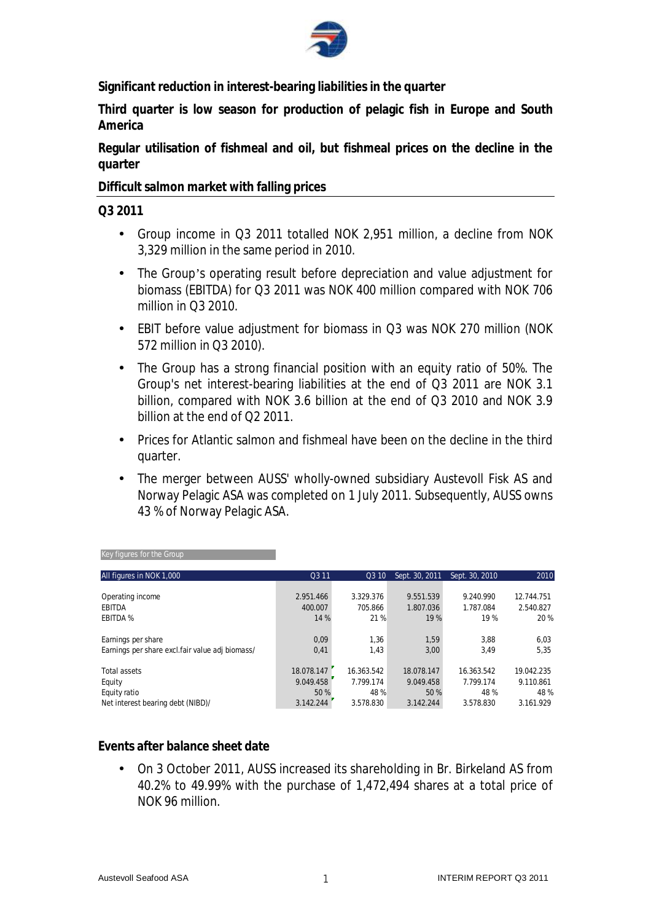**Significant reduction in interest-bearing liabilities in the quarter**

**Third quarter is low season for production of pelagic fish in Europe and South America**

**Regular utilisation of fishmeal and oil, but fishmeal prices on the decline in the quarter**

**Difficult salmon market with falling prices**

## Q3 2011

- Group income in Q3 2011 totalled NOK 2,951 million, a decline from NOK 3,329 million in the same period in 2010.
- The Group's operating result before depreciation and value adjustment for biomass (EBITDA) for Q3 2011 was NOK 400 million compared with NOK 706 million in Q3 2010.
- EBIT before value adjustment for biomass in Q3 was NOK 270 million (NOK 572 million in Q3 2010).
- The Group has a strong financial position with an equity ratio of 50%. The Group's net interest-bearing liabilities at the end of Q3 2011 are NOK 3.1 billion, compared with NOK 3.6 billion at the end of Q3 2010 and NOK 3.9 billion at the end of Q2 2011.
- Prices for Atlantic salmon and fishmeal have been on the decline in the third quarter.
- The merger between AUSS' wholly-owned subsidiary Austevoll Fisk AS and Norway Pelagic ASA was completed on 1 July 2011. Subsequently, AUSS owns 43 % of Norway Pelagic ASA.

Key figures for the Group

| All figures in NOK 1,000 | Q3 11 | Q3 10 | Sept. 30, 2011 | Sept. 30, 2010 | 2010 |
|---|---|---|---|---|---|
| Operating income | 2.951.466 | 3.329.376 | 9.551.539 | 9.240.990 | 12.744.751 |
| EBITDA | 400.007 | 705.866 | 1.807.036 | 1.787.084 | 2.540.827 |
| EBITDA % | 14 % | 21 % | 19 % | 19 % | 20 % |
| Earnings per share | 0,09 | 1,36 | 1,59 | 3,88 | 6,03 |
| Earnings per share excl.fair value adj biomass/ | 0,41 | 1,43 | 3,00 | 3,49 | 5,35 |
| Total assets | 18.078.147 | 16.363.542 | 18.078.147 | 16.363.542 | 19.042.235 |
| Equity | 9.049.458 | 7.799.174 | 9.049.458 | 7.799.174 | 9.110.861 |
| Equity ratio | 50 % | 48 % | 50 % | 48 % | 48 % |
| Net interest bearing debt (NIBD)/ | 3.142.244 | 3.578.830 | 3.142.244 | 3.578.830 | 3.161.929 |

## Events after balance sheet date

- On 3 October 2011, AUSS increased its shareholding in Br. Birkeland AS from 40.2% to 49.99% with the purchase of 1,472,494 shares at a total price of NOK 96 million.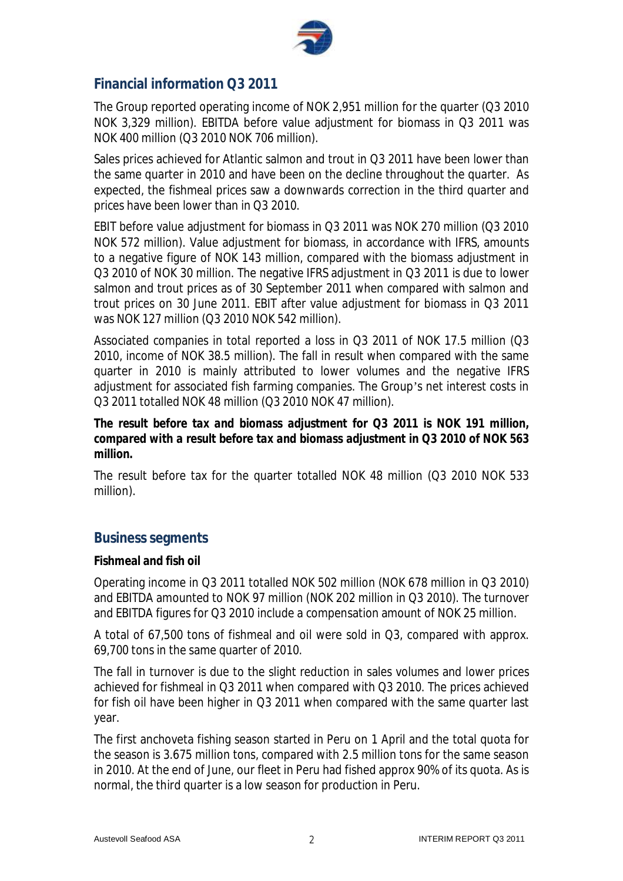## Financial information Q3 2011

The Group reported operating income of NOK 2,951 million for the quarter (Q3 2010 NOK 3,329 million). EBITDA before value adjustment for biomass in Q3 2011 was NOK 400 million (Q3 2010 NOK 706 million).

Sales prices achieved for Atlantic salmon and trout in Q3 2011 have been lower than the same quarter in 2010 and have been on the decline throughout the quarter. As expected, the fishmeal prices saw a downwards correction in the third quarter and prices have been lower than in Q3 2010.

EBIT before value adjustment for biomass in Q3 2011 was NOK 270 million (Q3 2010 NOK 572 million). Value adjustment for biomass, in accordance with IFRS, amounts to a negative figure of NOK 143 million, compared with the biomass adjustment in Q3 2010 of NOK 30 million. The negative IFRS adjustment in Q3 2011 is due to lower salmon and trout prices as of 30 September 2011 when compared with salmon and trout prices on 30 June 2011. EBIT after value adjustment for biomass in Q3 2011 was NOK 127 million (Q3 2010 NOK 542 million).

Associated companies in total reported a loss in Q3 2011 of NOK 17.5 million (Q3 2010, income of NOK 38.5 million). The fall in result when compared with the same quarter in 2010 is mainly attributed to lower volumes and the negative IFRS adjustment for associated fish farming companies. The Group's net interest costs in Q3 2011 totalled NOK 48 million (Q3 2010 NOK 47 million).

**The result before tax and biomass adjustment for Q3 2011 is NOK 191 million, compared with a result before tax and biomass adjustment in Q3 2010 of NOK 563 million.**

The result before tax for the quarter totalled NOK 48 million (Q3 2010 NOK 533 million).

## Business segments

**Fishmeal and fish oil**

Operating income in Q3 2011 totalled NOK 502 million (NOK 678 million in Q3 2010) and EBITDA amounted to NOK 97 million (NOK 202 million in Q3 2010). The turnover and EBITDA figures for Q3 2010 include a compensation amount of NOK 25 million.

A total of 67,500 tons of fishmeal and oil were sold in Q3, compared with approx. 69,700 tons in the same quarter of 2010.

The fall in turnover is due to the slight reduction in sales volumes and lower prices achieved for fishmeal in Q3 2011 when compared with Q3 2010. The prices achieved for fish oil have been higher in Q3 2011 when compared with the same quarter last year.

The first anchoveta fishing season started in Peru on 1 April and the total quota for the season is 3.675 million tons, compared with 2.5 million tons for the same season in 2010. At the end of June, our fleet in Peru had fished approx 90% of its quota. As is normal, the third quarter is a low season for production in Peru.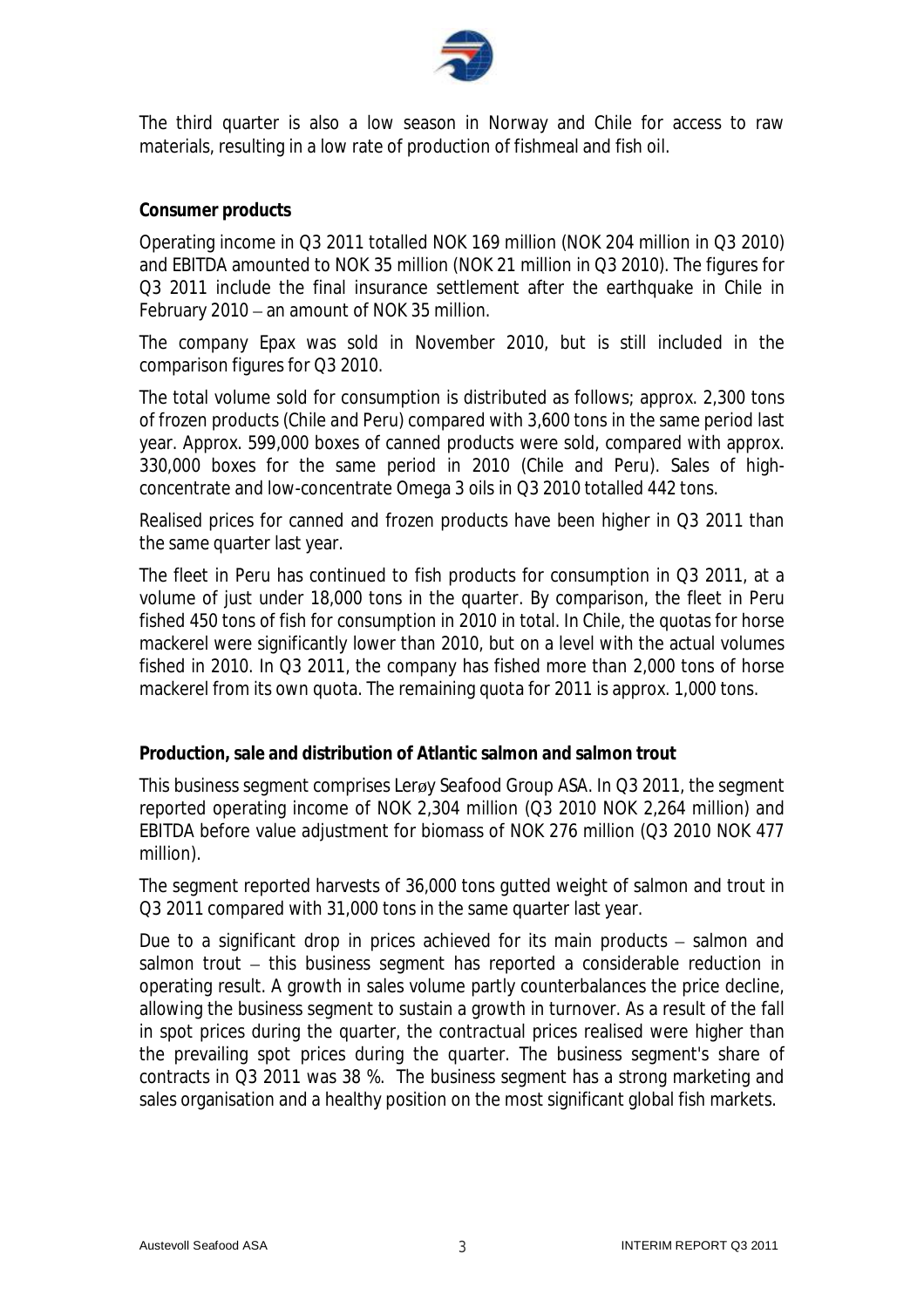The third quarter is also a low season in Norway and Chile for access to raw materials, resulting in a low rate of production of fishmeal and fish oil.

**Consumer products**

Operating income in Q3 2011 totalled NOK 169 million (NOK 204 million in Q3 2010) and EBITDA amounted to NOK 35 million (NOK 21 million in Q3 2010). The figures for Q3 2011 include the final insurance settlement after the earthquake in Chile in February 2010 – an amount of NOK 35 million.

The company Epax was sold in November 2010, but is still included in the comparison figures for Q3 2010.

The total volume sold for consumption is distributed as follows; approx. 2,300 tons of frozen products (Chile and Peru) compared with 3,600 tons in the same period last year. Approx. 599,000 boxes of canned products were sold, compared with approx. 330,000 boxes for the same period in 2010 (Chile and Peru). Sales of high-concentrate and low-concentrate Omega 3 oils in Q3 2010 totalled 442 tons.

Realised prices for canned and frozen products have been higher in Q3 2011 than the same quarter last year.

The fleet in Peru has continued to fish products for consumption in Q3 2011, at a volume of just under 18,000 tons in the quarter. By comparison, the fleet in Peru fished 450 tons of fish for consumption in 2010 in total. In Chile, the quotas for horse mackerel were significantly lower than 2010, but on a level with the actual volumes fished in 2010. In Q3 2011, the company has fished more than 2,000 tons of horse mackerel from its own quota. The remaining quota for 2011 is approx. 1,000 tons.

**Production, sale and distribution of Atlantic salmon and salmon trout**

This business segment comprises Lerøy Seafood Group ASA. In Q3 2011, the segment reported operating income of NOK 2,304 million (Q3 2010 NOK 2,264 million) and EBITDA before value adjustment for biomass of NOK 276 million (Q3 2010 NOK 477 million).

The segment reported harvests of 36,000 tons gutted weight of salmon and trout in Q3 2011 compared with 31,000 tons in the same quarter last year.

Due to a significant drop in prices achieved for its main products – salmon and salmon trout – this business segment has reported a considerable reduction in operating result. A growth in sales volume partly counterbalances the price decline, allowing the business segment to sustain a growth in turnover. As a result of the fall in spot prices during the quarter, the contractual prices realised were higher than the prevailing spot prices during the quarter. The business segment's share of contracts in Q3 2011 was 38 %. The business segment has a strong marketing and sales organisation and a healthy position on the most significant global fish markets.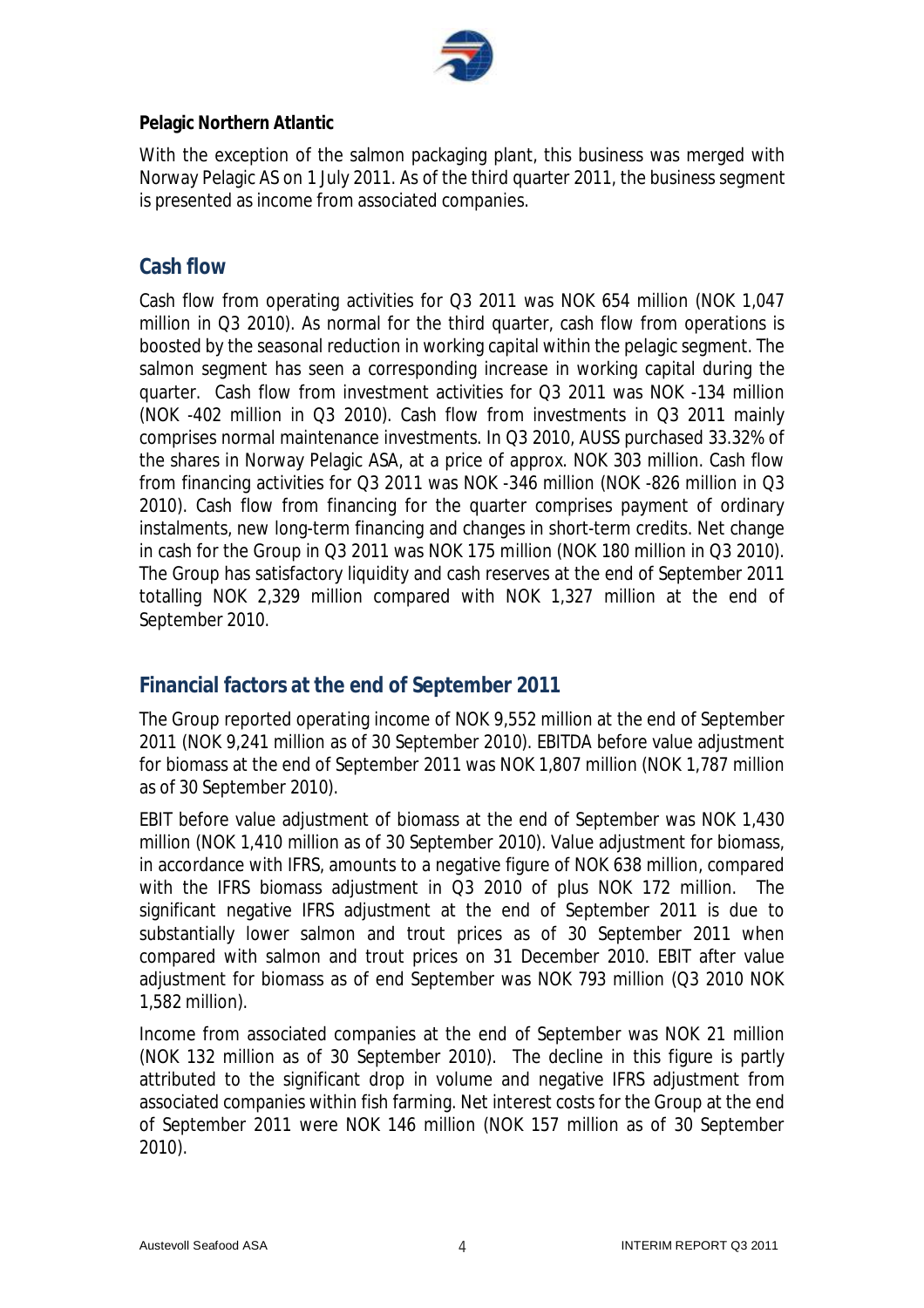**Pelagic Northern Atlantic**

With the exception of the salmon packaging plant, this business was merged with Norway Pelagic AS on 1 July 2011. As of the third quarter 2011, the business segment is presented as income from associated companies.

## Cash flow

Cash flow from operating activities for Q3 2011 was NOK 654 million (NOK 1,047 million in Q3 2010). As normal for the third quarter, cash flow from operations is boosted by the seasonal reduction in working capital within the pelagic segment. The salmon segment has seen a corresponding increase in working capital during the quarter. Cash flow from investment activities for Q3 2011 was NOK -134 million (NOK -402 million in Q3 2010). Cash flow from investments in Q3 2011 mainly comprises normal maintenance investments. In Q3 2010, AUSS purchased 33.32% of the shares in Norway Pelagic ASA, at a price of approx. NOK 303 million. Cash flow from financing activities for Q3 2011 was NOK -346 million (NOK -826 million in Q3 2010). Cash flow from financing for the quarter comprises payment of ordinary instalments, new long-term financing and changes in short-term credits. Net change in cash for the Group in Q3 2011 was NOK 175 million (NOK 180 million in Q3 2010). The Group has satisfactory liquidity and cash reserves at the end of September 2011 totalling NOK 2,329 million compared with NOK 1,327 million at the end of September 2010.

## Financial factors at the end of September 2011

The Group reported operating income of NOK 9,552 million at the end of September 2011 (NOK 9,241 million as of 30 September 2010). EBITDA before value adjustment for biomass at the end of September 2011 was NOK 1,807 million (NOK 1,787 million as of 30 September 2010).

EBIT before value adjustment of biomass at the end of September was NOK 1,430 million (NOK 1,410 million as of 30 September 2010). Value adjustment for biomass, in accordance with IFRS, amounts to a negative figure of NOK 638 million, compared with the IFRS biomass adjustment in Q3 2010 of plus NOK 172 million. The significant negative IFRS adjustment at the end of September 2011 is due to substantially lower salmon and trout prices as of 30 September 2011 when compared with salmon and trout prices on 31 December 2010. EBIT after value adjustment for biomass as of end September was NOK 793 million (Q3 2010 NOK 1,582 million).

Income from associated companies at the end of September was NOK 21 million (NOK 132 million as of 30 September 2010). The decline in this figure is partly attributed to the significant drop in volume and negative IFRS adjustment from associated companies within fish farming. Net interest costs for the Group at the end of September 2011 were NOK 146 million (NOK 157 million as of 30 September 2010).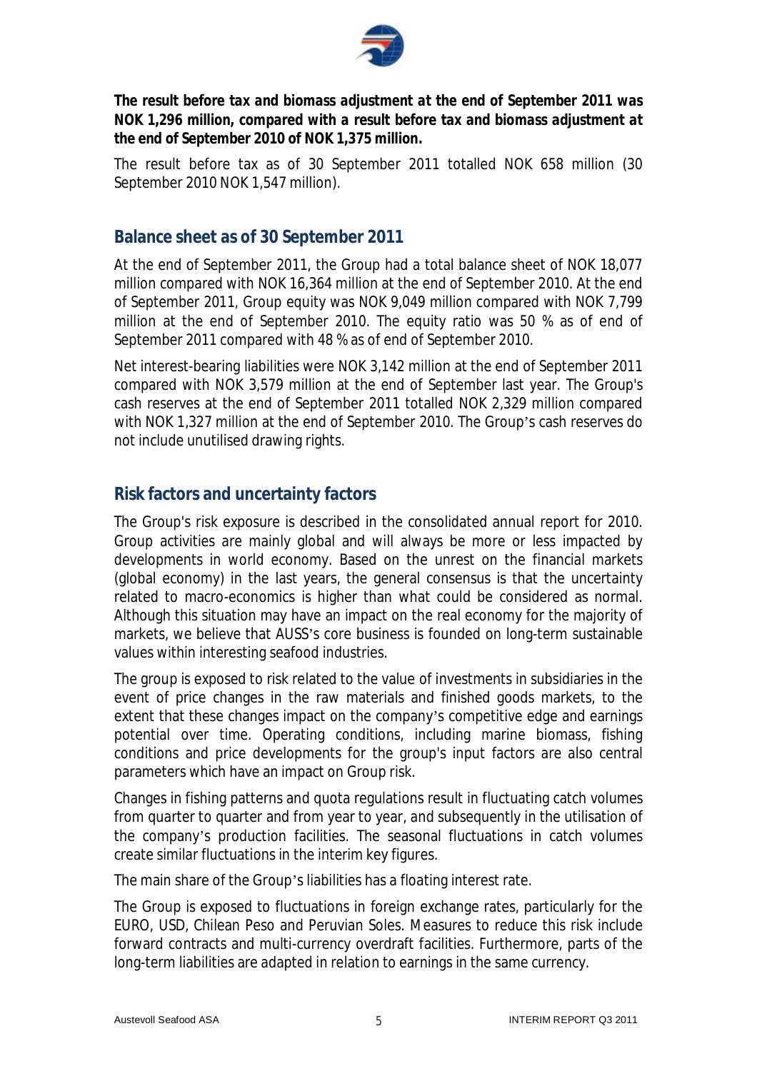**The result before tax and biomass adjustment at the end of September 2011 was NOK 1,296 million, compared with a result before tax and biomass adjustment at the end of September 2010 of NOK 1,375 million.**

The result before tax as of 30 September 2011 totalled NOK 658 million (30 September 2010 NOK 1,547 million).

## Balance sheet as of 30 September 2011

At the end of September 2011, the Group had a total balance sheet of NOK 18,077 million compared with NOK 16,364 million at the end of September 2010. At the end of September 2011, Group equity was NOK 9,049 million compared with NOK 7,799 million at the end of September 2010. The equity ratio was 50 % as of end of September 2011 compared with 48 % as of end of September 2010.

Net interest-bearing liabilities were NOK 3,142 million at the end of September 2011 compared with NOK 3,579 million at the end of September last year. The Group's cash reserves at the end of September 2011 totalled NOK 2,329 million compared with NOK 1,327 million at the end of September 2010. The Group's cash reserves do not include unutilised drawing rights.

## Risk factors and uncertainty factors

The Group's risk exposure is described in the consolidated annual report for 2010. Group activities are mainly global and will always be more or less impacted by developments in world economy. Based on the unrest on the financial markets (global economy) in the last years, the general consensus is that the uncertainty related to macro-economics is higher than what could be considered as normal. Although this situation may have an impact on the real economy for the majority of markets, we believe that AUSS's core business is founded on long-term sustainable values within interesting seafood industries.

The group is exposed to risk related to the value of investments in subsidiaries in the event of price changes in the raw materials and finished goods markets, to the extent that these changes impact on the company's competitive edge and earnings potential over time. Operating conditions, including marine biomass, fishing conditions and price developments for the group's input factors are also central parameters which have an impact on Group risk.

Changes in fishing patterns and quota regulations result in fluctuating catch volumes from quarter to quarter and from year to year, and subsequently in the utilisation of the company's production facilities. The seasonal fluctuations in catch volumes create similar fluctuations in the interim key figures.

The main share of the Group's liabilities has a floating interest rate.

The Group is exposed to fluctuations in foreign exchange rates, particularly for the EURO, USD, Chilean Peso and Peruvian Soles. Measures to reduce this risk include forward contracts and multi-currency overdraft facilities. Furthermore, parts of the long-term liabilities are adapted in relation to earnings in the same currency.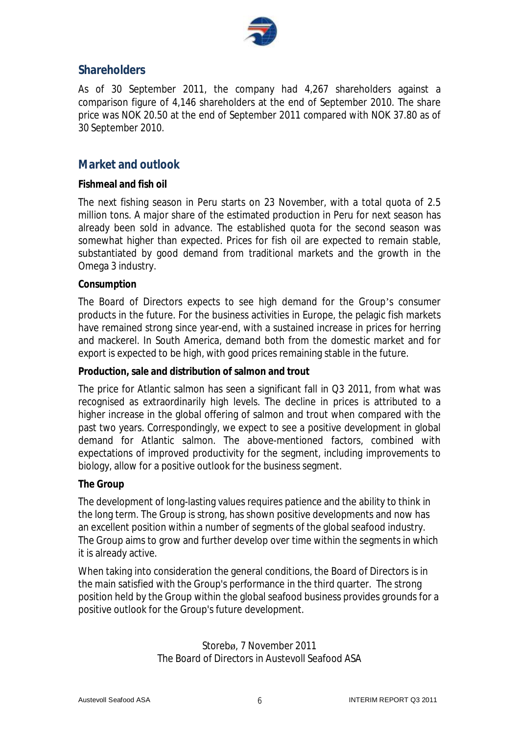## Shareholders

As of 30 September 2011, the company had 4,267 shareholders against a comparison figure of 4,146 shareholders at the end of September 2010. The share price was NOK 20.50 at the end of September 2011 compared with NOK 37.80 as of 30 September 2010.

## Market and outlook

**Fishmeal and fish oil**

The next fishing season in Peru starts on 23 November, with a total quota of 2.5 million tons. A major share of the estimated production in Peru for next season has already been sold in advance. The established quota for the second season was somewhat higher than expected. Prices for fish oil are expected to remain stable, substantiated by good demand from traditional markets and the growth in the Omega 3 industry.

**Consumption**

The Board of Directors expects to see high demand for the Group's consumer products in the future. For the business activities in Europe, the pelagic fish markets have remained strong since year-end, with a sustained increase in prices for herring and mackerel. In South America, demand both from the domestic market and for export is expected to be high, with good prices remaining stable in the future.

**Production, sale and distribution of salmon and trout**

The price for Atlantic salmon has seen a significant fall in Q3 2011, from what was recognised as extraordinarily high levels. The decline in prices is attributed to a higher increase in the global offering of salmon and trout when compared with the past two years. Correspondingly, we expect to see a positive development in global demand for Atlantic salmon. The above-mentioned factors, combined with expectations of improved productivity for the segment, including improvements to biology, allow for a positive outlook for the business segment.

**The Group**

The development of long-lasting values requires patience and the ability to think in the long term. The Group is strong, has shown positive developments and now has an excellent position within a number of segments of the global seafood industry. The Group aims to grow and further develop over time within the segments in which it is already active.

When taking into consideration the general conditions, the Board of Directors is in the main satisfied with the Group's performance in the third quarter. The strong position held by the Group within the global seafood business provides grounds for a positive outlook for the Group's future development.

Storebø, 7 November 2011
The Board of Directors in Austevoll Seafood ASA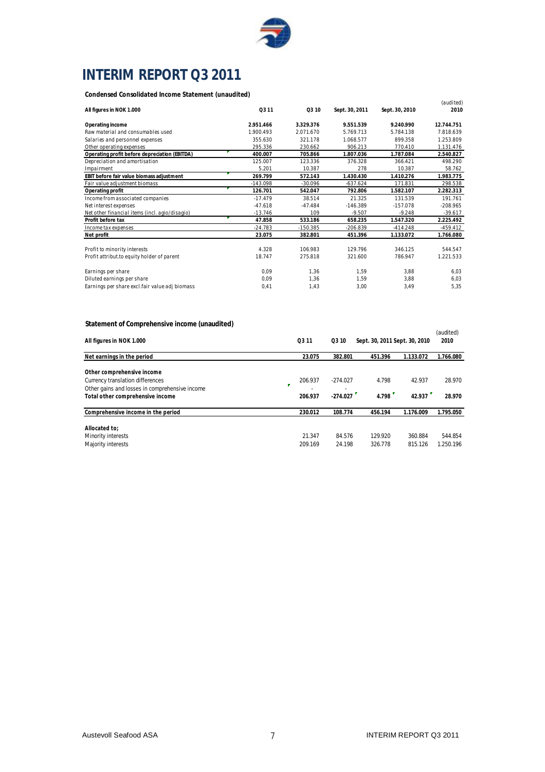# INTERIM REPORT Q3 2011

**Condensed Consolidated Income Statement (unaudited)**

| All figures in NOK 1.000 | Q3 11 | Q3 10 | Sept. 30, 2011 | Sept. 30, 2010 | (audited) 2010 |
|---|---|---|---|---|---|
| **Operating income** | **2.951.466** | **3.329.376** | **9.551.539** | **9.240.990** | **12.744.751** |
| Raw material and consumables used | 1.900.493 | 2.071.670 | 5.769.713 | 5.784.138 | 7.818.639 |
| Salaries and personnel expenses | 355.630 | 321.178 | 1.068.577 | 899.358 | 1.253.809 |
| Other operating expenses | 295.336 | 230.662 | 906.213 | 770.410 | 1.131.476 |
| **Operating profit before depreciation (EBITDA)** | **400.007** | **705.866** | **1.807.036** | **1.787.084** | **2.540.827** |
| Depreciation and amortisation | 125.007 | 123.336 | 376.328 | 366.421 | 498.290 |
| Impairment | 5.201 | 10.387 | 278 | 10.387 | 58.762 |
| **EBIT before fair value biomass adjustment** | **269.799** | **572.143** | **1.430.430** | **1.410.276** | **1.983.775** |
| Fair value adjustment biomass | -143.098 | -30.096 | -637.624 | 171.831 | 298.538 |
| **Operating profit** | **126.701** | **542.047** | **792.806** | **1.582.107** | **2.282.313** |
| Income from associated companies | -17.479 | 38.514 | 21.325 | 131.539 | 191.761 |
| Net interest expenses | -47.618 | -47.484 | -146.389 | -157.078 | -208.965 |
| Net other financial items (incl. agio/disagio) | -13.746 | 109 | -9.507 | -9.248 | -39.617 |
| **Profit before tax** | **47.858** | **533.186** | **658.235** | **1.547.320** | **2.225.492** |
| Income tax expenses | -24.783 | -150.385 | -206.839 | -414.248 | -459.412 |
| **Net profit** | **23.075** | **382.801** | **451.396** | **1.133.072** | **1.766.080** |
| | | | | | |
| Profit to minority interests | 4.328 | 106.983 | 129.796 | 346.125 | 544.547 |
| Profit attribut.to equity holder of parent | 18.747 | 275.818 | 321.600 | 786.947 | 1.221.533 |
| | | | | | |
| Earnings per share | 0,09 | 1,36 | 1,59 | 3,88 | 6,03 |
| Diluted earnings per share | 0,09 | 1,36 | 1,59 | 3,88 | 6,03 |
| Earnings per share excl.fair value adj biomass | 0,41 | 1,43 | 3,00 | 3,49 | 5,35 |

**Statement of Comprehensive income (unaudited)**

| All figures in NOK 1.000 | Q3 11 | Q3 10 | Sept. 30, 2011 | Sept. 30, 2010 | (audited) 2010 |
|---|---|---|---|---|---|
| **Net earnings in the period** | **23.075** | **382.801** | **451.396** | **1.133.072** | **1.766.080** |
| | | | | | |
| **Other comprehensive income** | | | | | |
| Currency translation differences | 206.937 | -274.027 | 4.798 | 42.937 | 28.970 |
| Other gains and losses in comprehensive income | - | - | | | |
| **Total other comprehensive income** | **206.937** | **-274.027** | **4.798** | **42.937** | **28.970** |
| | | | | | |
| **Comprehensive income in the period** | **230.012** | **108.774** | **456.194** | **1.176.009** | **1.795.050** |
| | | | | | |
| **Allocated to;** | | | | | |
| Minority interests | 21.347 | 84.576 | 129.920 | 360.884 | 544.854 |
| Majority interests | 209.169 | 24.198 | 326.778 | 815.126 | 1.250.196 |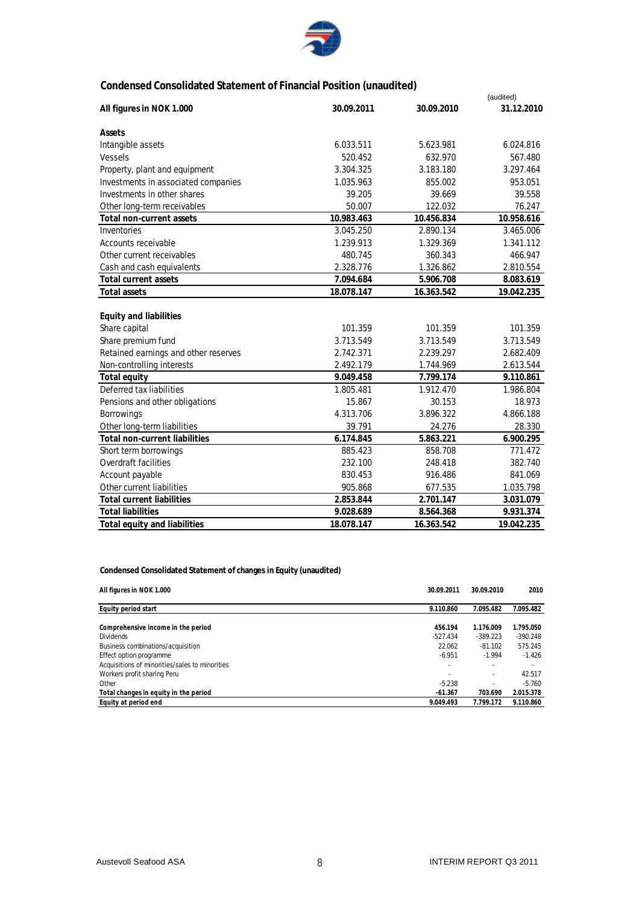## Condensed Consolidated Statement of Financial Position (unaudited)

| All figures in NOK 1.000 | 30.09.2011 | 30.09.2010 | (audited) 31.12.2010 |
|---|---|---|---|
| **Assets** | | | |
| Intangible assets | 6.033.511 | 5.623.981 | 6.024.816 |
| Vessels | 520.452 | 632.970 | 567.480 |
| Property, plant and equipment | 3.304.325 | 3.183.180 | 3.297.464 |
| Investments in associated companies | 1.035.963 | 855.002 | 953.051 |
| Investments in other shares | 39.205 | 39.669 | 39.558 |
| Other long-term receivables | 50.007 | 122.032 | 76.247 |
| **Total non-current assets** | **10.983.463** | **10.456.834** | **10.958.616** |
| Inventories | 3.045.250 | 2.890.134 | 3.465.006 |
| Accounts receivable | 1.239.913 | 1.329.369 | 1.341.112 |
| Other current receivables | 480.745 | 360.343 | 466.947 |
| Cash and cash equivalents | 2.328.776 | 1.326.862 | 2.810.554 |
| **Total current assets** | **7.094.684** | **5.906.708** | **8.083.619** |
| **Total assets** | **18.078.147** | **16.363.542** | **19.042.235** |
| **Equity and liabilities** | | | |
| Share capital | 101.359 | 101.359 | 101.359 |
| Share premium fund | 3.713.549 | 3.713.549 | 3.713.549 |
| Retained earnings and other reserves | 2.742.371 | 2.239.297 | 2.682.409 |
| Non-controlling interests | 2.492.179 | 1.744.969 | 2.613.544 |
| **Total equity** | **9.049.458** | **7.799.174** | **9.110.861** |
| Deferred tax liabilities | 1.805.481 | 1.912.470 | 1.986.804 |
| Pensions and other obligations | 15.867 | 30.153 | 18.973 |
| Borrowings | 4.313.706 | 3.896.322 | 4.866.188 |
| Other long-term liabilities | 39.791 | 24.276 | 28.330 |
| **Total non-current liabilities** | **6.174.845** | **5.863.221** | **6.900.295** |
| Short term borrowings | 885.423 | 858.708 | 771.472 |
| Overdraft facilities | 232.100 | 248.418 | 382.740 |
| Account payable | 830.453 | 916.486 | 841.069 |
| Other current liabilities | 905.868 | 677.535 | 1.035.798 |
| **Total current liabilities** | **2.853.844** | **2.701.147** | **3.031.079** |
| **Total liabilities** | **9.028.689** | **8.564.368** | **9.931.374** |
| **Total equity and liabilities** | **18.078.147** | **16.363.542** | **19.042.235** |

**Condensed Consolidated Statement of changes in Equity (unaudited)**

| All figures in NOK 1.000 | 30.09.2011 | 30.09.2010 | 2010 |
|---|---|---|---|
| **Equity period start** | **9.110.860** | **7.095.482** | **7.095.482** |
| **Comprehensive income in the period** | **456.194** | **1.176.009** | **1.795.050** |
| Dividends | -527.434 | -389.223 | -390.248 |
| Business combinations/acquisition | 22.062 | -81.102 | 575.245 |
| Effect option programme | -6.951 | -1.994 | -1.426 |
| Acquisitions of minorities/sales to minorities | - | - | - |
| Workers profit sharing Peru | - | - | 42.517 |
| Other | -5.238 | - | -5.760 |
| **Total changes in equity in the period** | **-61.367** | **703.690** | **2.015.378** |
| **Equity at period end** | **9.049.493** | **7.799.172** | **9.110.860** |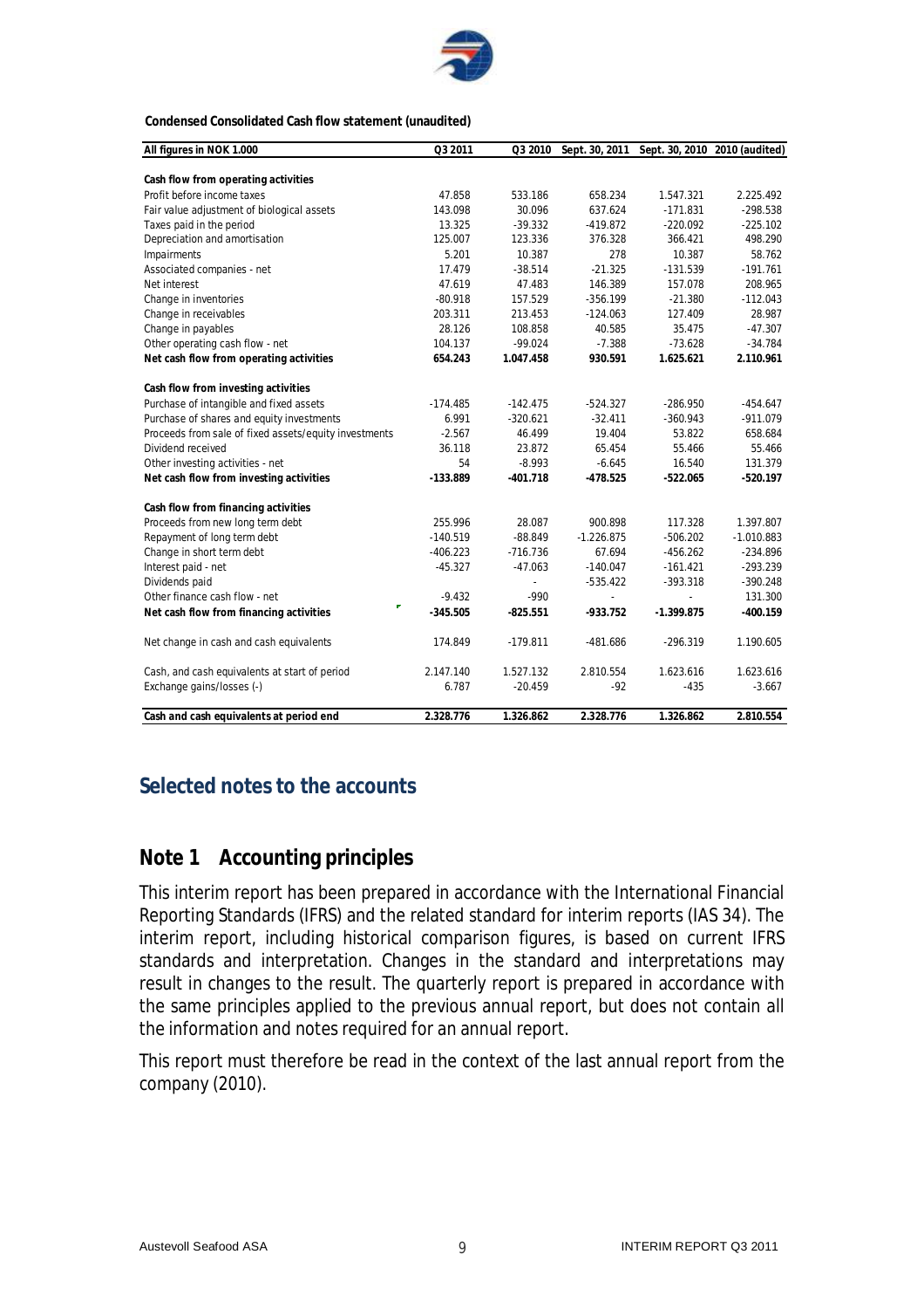**Condensed Consolidated Cash flow statement (unaudited)**

| All figures in NOK 1.000 | Q3 2011 | Q3 2010 | Sept. 30, 2011 | Sept. 30, 2010 | 2010 (audited) |
|---|---|---|---|---|---|
| **Cash flow from operating activities** | | | | | |
| Profit before income taxes | 47.858 | 533.186 | 658.234 | 1.547.321 | 2.225.492 |
| Fair value adjustment of biological assets | 143.098 | 30.096 | 637.624 | -171.831 | -298.538 |
| Taxes paid in the period | 13.325 | -39.332 | -419.872 | -220.092 | -225.102 |
| Depreciation and amortisation | 125.007 | 123.336 | 376.328 | 366.421 | 498.290 |
| Impairments | 5.201 | 10.387 | 278 | 10.387 | 58.762 |
| Associated companies - net | 17.479 | -38.514 | -21.325 | -131.539 | -191.761 |
| Net interest | 47.619 | 47.483 | 146.389 | 157.078 | 208.965 |
| Change in inventories | -80.918 | 157.529 | -356.199 | -21.380 | -112.043 |
| Change in receivables | 203.311 | 213.453 | -124.063 | 127.409 | 28.987 |
| Change in payables | 28.126 | 108.858 | 40.585 | 35.475 | -47.307 |
| Other operating cash flow - net | 104.137 | -99.024 | -7.388 | -73.628 | -34.784 |
| **Net cash flow from operating activities** | **654.243** | **1.047.458** | **930.591** | **1.625.621** | **2.110.961** |
| **Cash flow from investing activities** | | | | | |
| Purchase of intangible and fixed assets | -174.485 | -142.475 | -524.327 | -286.950 | -454.647 |
| Purchase of shares and equity investments | 6.991 | -320.621 | -32.411 | -360.943 | -911.079 |
| Proceeds from sale of fixed assets/equity investments | -2.567 | 46.499 | 19.404 | 53.822 | 658.684 |
| Dividend received | 36.118 | 23.872 | 65.454 | 55.466 | 55.466 |
| Other investing activities - net | 54 | -8.993 | -6.645 | 16.540 | 131.379 |
| **Net cash flow from investing activities** | **-133.889** | **-401.718** | **-478.525** | **-522.065** | **-520.197** |
| **Cash flow from financing activities** | | | | | |
| Proceeds from new long term debt | 255.996 | 28.087 | 900.898 | 117.328 | 1.397.807 |
| Repayment of long term debt | -140.519 | -88.849 | -1.226.875 | -506.202 | -1.010.883 |
| Change in short term debt | -406.223 | -716.736 | 67.694 | -456.262 | -234.896 |
| Interest paid - net | -45.327 | -47.063 | -140.047 | -161.421 | -293.239 |
| Dividends paid | | - | -535.422 | -393.318 | -390.248 |
| Other finance cash flow - net | -9.432 | -990 | - | - | 131.300 |
| **Net cash flow from financing activities** | **-345.505** | **-825.551** | **-933.752** | **-1.399.875** | **-400.159** |
| Net change in cash and cash equivalents | 174.849 | -179.811 | -481.686 | -296.319 | 1.190.605 |
| Cash, and cash equivalents at start of period | 2.147.140 | 1.527.132 | 2.810.554 | 1.623.616 | 1.623.616 |
| Exchange gains/losses (-) | 6.787 | -20.459 | -92 | -435 | -3.667 |
| **Cash and cash equivalents at period end** | **2.328.776** | **1.326.862** | **2.328.776** | **1.326.862** | **2.810.554** |

## Selected notes to the accounts

## Note 1 Accounting principles

This interim report has been prepared in accordance with the International Financial Reporting Standards (IFRS) and the related standard for interim reports (IAS 34). The interim report, including historical comparison figures, is based on current IFRS standards and interpretation. Changes in the standard and interpretations may result in changes to the result. The quarterly report is prepared in accordance with the same principles applied to the previous annual report, but does not contain all the information and notes required for an annual report.

This report must therefore be read in the context of the last annual report from the company (2010).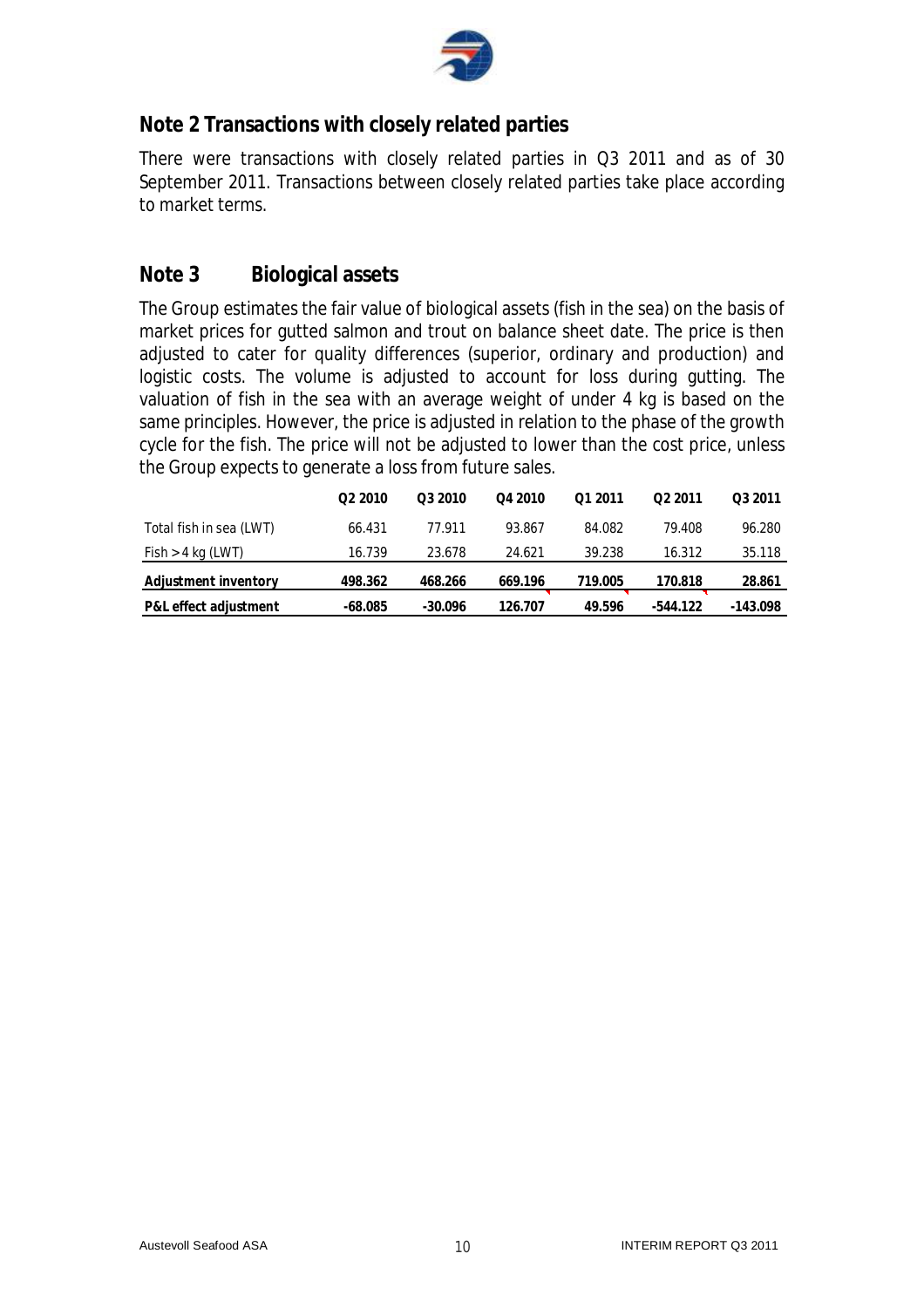## Note 2 Transactions with closely related parties

There were transactions with closely related parties in Q3 2011 and as of 30 September 2011. Transactions between closely related parties take place according to market terms.

## Note 3 Biological assets

The Group estimates the fair value of biological assets (fish in the sea) on the basis of market prices for gutted salmon and trout on balance sheet date. The price is then adjusted to cater for quality differences (superior, ordinary and production) and logistic costs. The volume is adjusted to account for loss during gutting. The valuation of fish in the sea with an average weight of under 4 kg is based on the same principles. However, the price is adjusted in relation to the phase of the growth cycle for the fish. The price will not be adjusted to lower than the cost price, unless the Group expects to generate a loss from future sales.

| | Q2 2010 | Q3 2010 | Q4 2010 | Q1 2011 | Q2 2011 | Q3 2011 |
|---|---|---|---|---|---|---|
| Total fish in sea (LWT) | 66.431 | 77.911 | 93.867 | 84.082 | 79.408 | 96.280 |
| Fish > 4 kg (LWT) | 16.739 | 23.678 | 24.621 | 39.238 | 16.312 | 35.118 |
| **Adjustment inventory** | **498.362** | **468.266** | **669.196** | **719.005** | **170.818** | **28.861** |
| **P&L effect adjustment** | **-68.085** | **-30.096** | **126.707** | **49.596** | **-544.122** | **-143.098** |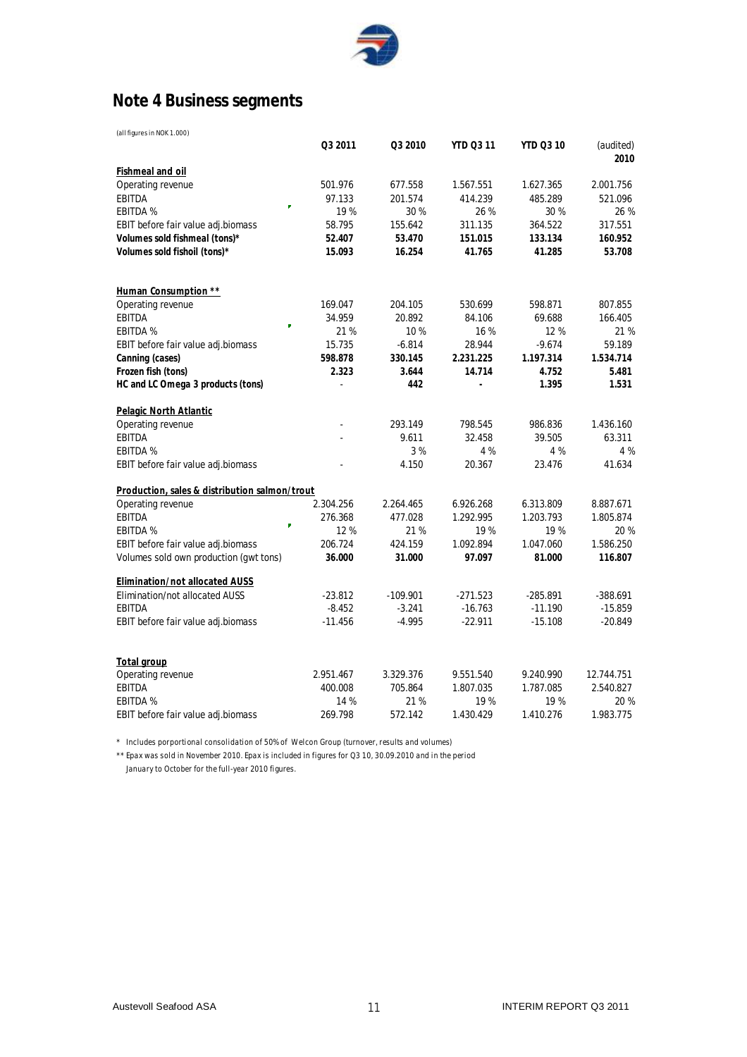## Note 4 Business segments

(all figures in NOK 1.000)

| | Q3 2011 | Q3 2010 | YTD Q3 11 | YTD Q3 10 | (audited) 2010 |
|---|---|---|---|---|---|
| **Fishmeal and oil** | | | | | |
| Operating revenue | 501.976 | 677.558 | 1.567.551 | 1.627.365 | 2.001.756 |
| EBITDA | 97.133 | 201.574 | 414.239 | 485.289 | 521.096 |
| EBITDA % | 19 % | 30 % | 26 % | 30 % | 26 % |
| EBIT before fair value adj.biomass | 58.795 | 155.642 | 311.135 | 364.522 | 317.551 |
| **Volumes sold fishmeal (tons)*** | **52.407** | **53.470** | **151.015** | **133.134** | **160.952** |
| **Volumes sold fishoil (tons)*** | **15.093** | **16.254** | **41.765** | **41.285** | **53.708** |
| | | | | | |
| **Human Consumption \*\*** | | | | | |
| Operating revenue | 169.047 | 204.105 | 530.699 | 598.871 | 807.855 |
| EBITDA | 34.959 | 20.892 | 84.106 | 69.688 | 166.405 |
| EBITDA % | 21 % | 10 % | 16 % | 12 % | 21 % |
| EBIT before fair value adj.biomass | 15.735 | -6.814 | 28.944 | -9.674 | 59.189 |
| **Canning (cases)** | **598.878** | **330.145** | **2.231.225** | **1.197.314** | **1.534.714** |
| **Frozen fish (tons)** | **2.323** | **3.644** | **14.714** | **4.752** | **5.481** |
| **HC and LC Omega 3 products (tons)** | - | **442** | - | **1.395** | **1.531** |
| | | | | | |
| **Pelagic North Atlantic** | | | | | |
| Operating revenue | - | 293.149 | 798.545 | 986.836 | 1.436.160 |
| EBITDA | - | 9.611 | 32.458 | 39.505 | 63.311 |
| EBITDA % | | 3 % | 4 % | 4 % | 4 % |
| EBIT before fair value adj.biomass | - | 4.150 | 20.367 | 23.476 | 41.634 |
| | | | | | |
| **Production, sales & distribution salmon/trout** | | | | | |
| Operating revenue | 2.304.256 | 2.264.465 | 6.926.268 | 6.313.809 | 8.887.671 |
| EBITDA | 276.368 | 477.028 | 1.292.995 | 1.203.793 | 1.805.874 |
| EBITDA % | 12 % | 21 % | 19 % | 19 % | 20 % |
| EBIT before fair value adj.biomass | 206.724 | 424.159 | 1.092.894 | 1.047.060 | 1.586.250 |
| Volumes sold own production (gwt tons) | **36.000** | **31.000** | **97.097** | **81.000** | **116.807** |
| | | | | | |
| **Elimination/not allocated AUSS** | | | | | |
| Elimination/not allocated AUSS | -23.812 | -109.901 | -271.523 | -285.891 | -388.691 |
| EBITDA | -8.452 | -3.241 | -16.763 | -11.190 | -15.859 |
| EBIT before fair value adj.biomass | -11.456 | -4.995 | -22.911 | -15.108 | -20.849 |
| | | | | | |
| **Total group** | | | | | |
| Operating revenue | 2.951.467 | 3.329.376 | 9.551.540 | 9.240.990 | 12.744.751 |
| EBITDA | 400.008 | 705.864 | 1.807.035 | 1.787.085 | 2.540.827 |
| EBITDA % | 14 % | 21 % | 19 % | 19 % | 20 % |
| EBIT before fair value adj.biomass | 269.798 | 572.142 | 1.430.429 | 1.410.276 | 1.983.775 |

\* Includes porportional consolidation of 50% of Welcon Group (turnover, results and volumes)

\*\* Epax was sold in November 2010. Epax is included in figures for Q3 10, 30.09.2010 and in the period January to October for the full-year 2010 figures.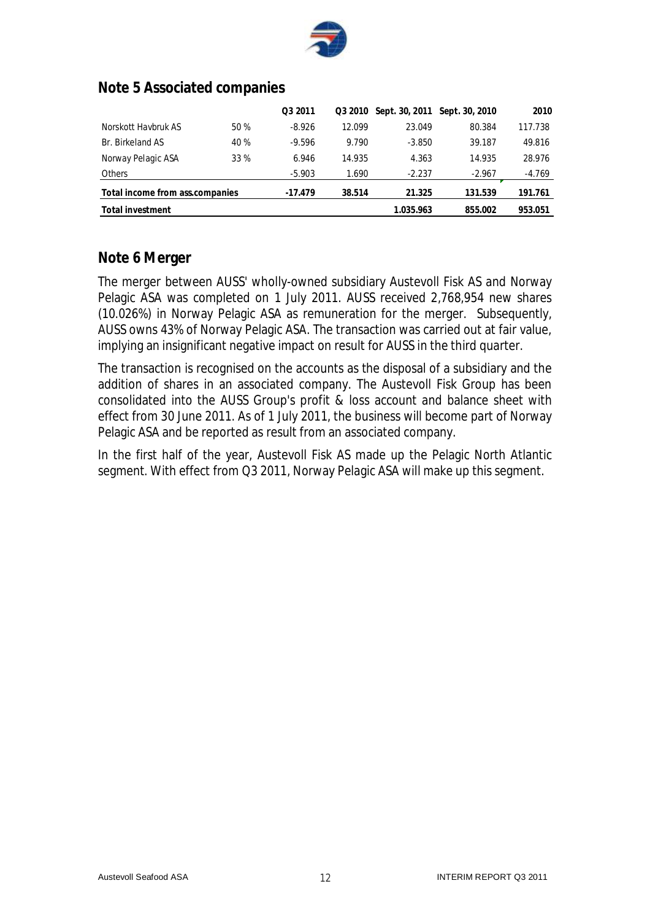## Note 5 Associated companies

| | | Q3 2011 | Q3 2010 | Sept. 30, 2011 | Sept. 30, 2010 | 2010 |
|---|---|---|---|---|---|---|
| Norskott Havbruk AS | 50 % | -8.926 | 12.099 | 23.049 | 80.384 | 117.738 |
| Br. Birkeland AS | 40 % | -9.596 | 9.790 | -3.850 | 39.187 | 49.816 |
| Norway Pelagic ASA | 33 % | 6.946 | 14.935 | 4.363 | 14.935 | 28.976 |
| Others | | -5.903 | 1.690 | -2.237 | -2.967 | -4.769 |
| **Total income from ass.companies** | | **-17.479** | **38.514** | **21.325** | **131.539** | **191.761** |
| **Total investment** | | | | **1.035.963** | **855.002** | **953.051** |

## Note 6 Merger

The merger between AUSS' wholly-owned subsidiary Austevoll Fisk AS and Norway Pelagic ASA was completed on 1 July 2011. AUSS received 2,768,954 new shares (10.026%) in Norway Pelagic ASA as remuneration for the merger. Subsequently, AUSS owns 43% of Norway Pelagic ASA. The transaction was carried out at fair value, implying an insignificant negative impact on result for AUSS in the third quarter.

The transaction is recognised on the accounts as the disposal of a subsidiary and the addition of shares in an associated company. The Austevoll Fisk Group has been consolidated into the AUSS Group's profit & loss account and balance sheet with effect from 30 June 2011. As of 1 July 2011, the business will become part of Norway Pelagic ASA and be reported as result from an associated company.

In the first half of the year, Austevoll Fisk AS made up the Pelagic North Atlantic segment. With effect from Q3 2011, Norway Pelagic ASA will make up this segment.